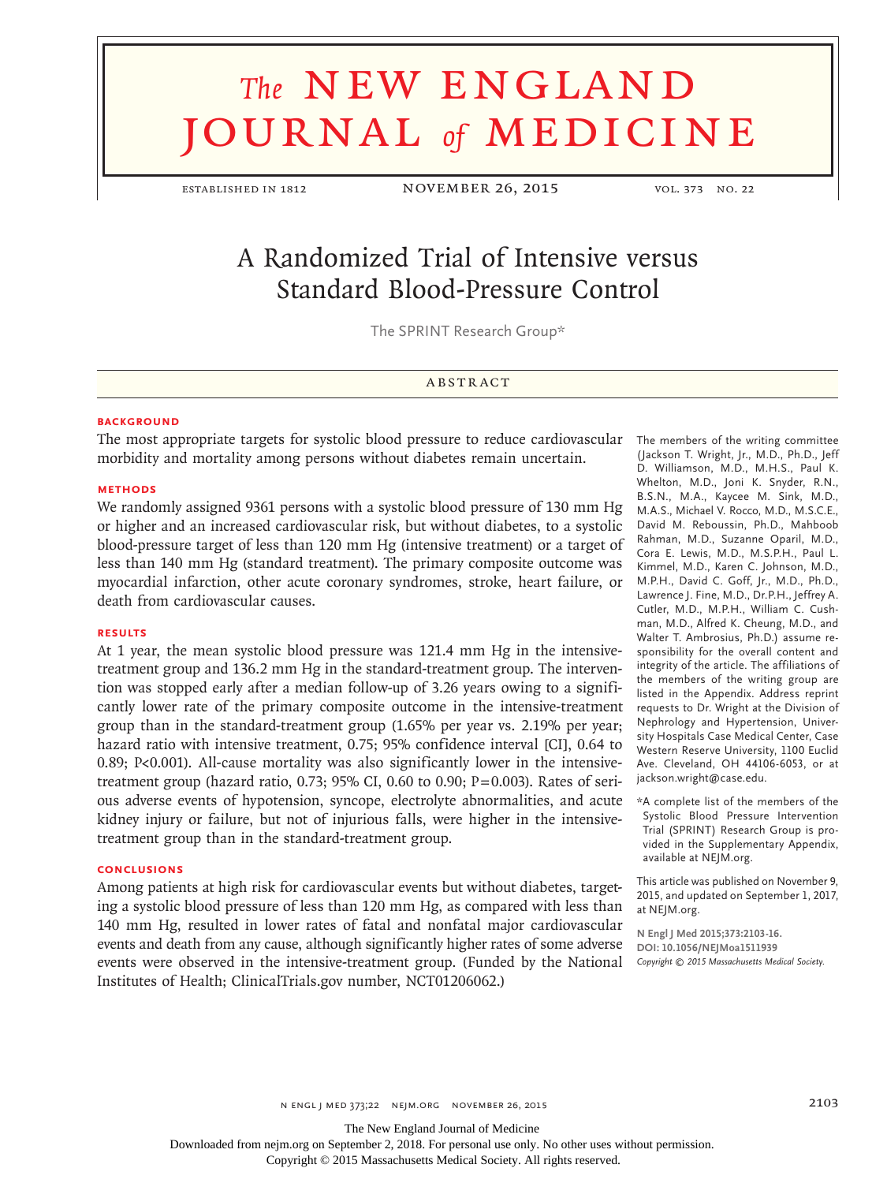# A Randomized Trial of Intensive versus Standard Blood-Pressure Control

The SPRINT Research Group*

## ABSTRACT

### BACKGROUND

The most appropriate targets for systolic blood pressure to reduce cardiovascular morbidity and mortality among persons without diabetes remain uncertain.

### METHODS

We randomly assigned 9361 persons with a systolic blood pressure of 130 mm Hg or higher and an increased cardiovascular risk, but without diabetes, to a systolic blood-pressure target of less than 120 mm Hg (intensive treatment) or a target of less than 140 mm Hg (standard treatment). The primary composite outcome was myocardial infarction, other acute coronary syndromes, stroke, heart failure, or death from cardiovascular causes.

### RESULTS

At 1 year, the mean systolic blood pressure was 121.4 mm Hg in the intensive-treatment group and 136.2 mm Hg in the standard-treatment group. The intervention was stopped early after a median follow-up of 3.26 years owing to a significantly lower rate of the primary composite outcome in the intensive-treatment group than in the standard-treatment group (1.65% per year vs. 2.19% per year; hazard ratio with intensive treatment, 0.75; 95% confidence interval [CI], 0.64 to 0.89; P<0.001). All-cause mortality was also significantly lower in the intensive-treatment group (hazard ratio, 0.73; 95% CI, 0.60 to 0.90; P=0.003). Rates of serious adverse events of hypotension, syncope, electrolyte abnormalities, and acute kidney injury or failure, but not of injurious falls, were higher in the intensive-treatment group than in the standard-treatment group.

### CONCLUSIONS

Among patients at high risk for cardiovascular events but without diabetes, targeting a systolic blood pressure of less than 120 mm Hg, as compared with less than 140 mm Hg, resulted in lower rates of fatal and nonfatal major cardiovascular events and death from any cause, although significantly higher rates of some adverse events were observed in the intensive-treatment group. (Funded by the National Institutes of Health; ClinicalTrials.gov number, NCT01206062.)

---

The members of the writing committee (Jackson T. Wright, Jr., M.D., Ph.D., Jeff D. Williamson, M.D., M.H.S., Paul K. Whelton, M.D., Joni K. Snyder, R.N., B.S.N., M.A., Kaycee M. Sink, M.D., M.A.S., Michael V. Rocco, M.D., M.S.C.E., David M. Reboussin, Ph.D., Mahboob Rahman, M.D., Suzanne Oparil, M.D., Cora E. Lewis, M.D., M.S.P.H., Paul L. Kimmel, M.D., Karen C. Johnson, M.D., M.P.H., David C. Goff, Jr., M.D., Ph.D., Lawrence J. Fine, M.D., Dr.P.H., Jeffrey A. Cutler, M.D., M.P.H., William C. Cushman, M.D., Alfred K. Cheung, M.D., and Walter T. Ambrosius, Ph.D.) assume responsibility for the overall content and integrity of the article. The affiliations of the members of the writing group are listed in the Appendix. Address reprint requests to Dr. Wright at the Division of Nephrology and Hypertension, University Hospitals Case Medical Center, Case Western Reserve University, 1100 Euclid Ave. Cleveland, OH 44106-6053, or at jackson.wright@case.edu.

*A complete list of the members of the Systolic Blood Pressure Intervention Trial (SPRINT) Research Group is provided in the Supplementary Appendix, available at NEJM.org.

This article was published on November 9, 2015, and updated on September 1, 2017, at NEJM.org.

**N Engl J Med 2015;373:2103-16.**
**DOI: 10.1056/NEJMoa1511939**
*Copyright © 2015 Massachusetts Medical Society.*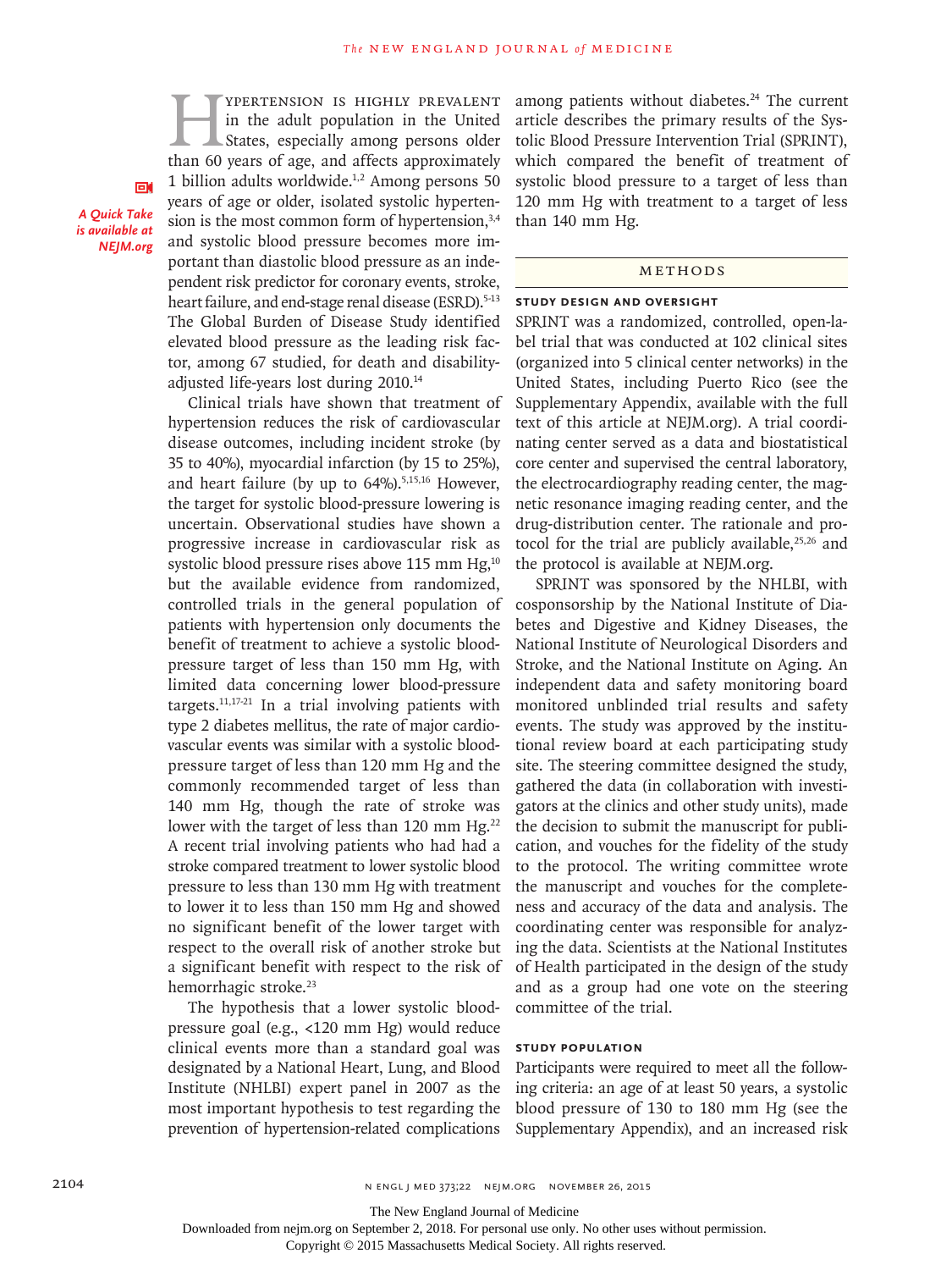Hypertension is highly prevalent in the adult population in the United States, especially among persons older than 60 years of age, and affects approximately 1 billion adults worldwide.[1,2] Among persons 50 years of age or older, isolated systolic hypertension is the most common form of hypertension,[3,4] and systolic blood pressure becomes more important than diastolic blood pressure as an independent risk predictor for coronary events, stroke, heart failure, and end-stage renal disease (ESRD).[5-13] The Global Burden of Disease Study identified elevated blood pressure as the leading risk factor, among 67 studied, for death and disability-adjusted life-years lost during 2010.[14]

*A Quick Take is available at NEJM.org*

Clinical trials have shown that treatment of hypertension reduces the risk of cardiovascular disease outcomes, including incident stroke (by 35 to 40%), myocardial infarction (by 15 to 25%), and heart failure (by up to 64%).[5,15,16] However, the target for systolic blood-pressure lowering is uncertain. Observational studies have shown a progressive increase in cardiovascular risk as systolic blood pressure rises above 115 mm Hg,[10] but the available evidence from randomized, controlled trials in the general population of patients with hypertension only documents the benefit of treatment to achieve a systolic blood-pressure target of less than 150 mm Hg, with limited data concerning lower blood-pressure targets.[11,17-21] In a trial involving patients with type 2 diabetes mellitus, the rate of major cardiovascular events was similar with a systolic blood-pressure target of less than 120 mm Hg and the commonly recommended target of less than 140 mm Hg, though the rate of stroke was lower with the target of less than 120 mm Hg.[22] A recent trial involving patients who had had a stroke compared treatment to lower systolic blood pressure to less than 130 mm Hg with treatment to lower it to less than 150 mm Hg and showed no significant benefit of the lower target with respect to the overall risk of another stroke but a significant benefit with respect to the risk of hemorrhagic stroke.[23]

The hypothesis that a lower systolic blood-pressure goal (e.g., <120 mm Hg) would reduce clinical events more than a standard goal was designated by a National Heart, Lung, and Blood Institute (NHLBI) expert panel in 2007 as the most important hypothesis to test regarding the prevention of hypertension-related complications among patients without diabetes.[24] The current article describes the primary results of the Systolic Blood Pressure Intervention Trial (SPRINT), which compared the benefit of treatment of systolic blood pressure to a target of less than 120 mm Hg with treatment to a target of less than 140 mm Hg.

## Methods

### Study Design and Oversight

SPRINT was a randomized, controlled, open-label trial that was conducted at 102 clinical sites (organized into 5 clinical center networks) in the United States, including Puerto Rico (see the Supplementary Appendix, available with the full text of this article at NEJM.org). A trial coordinating center served as a data and biostatistical core center and supervised the central laboratory, the electrocardiography reading center, the magnetic resonance imaging reading center, and the drug-distribution center. The rationale and protocol for the trial are publicly available,[25,26] and the protocol is available at NEJM.org.

SPRINT was sponsored by the NHLBI, with cosponsorship by the National Institute of Diabetes and Digestive and Kidney Diseases, the National Institute of Neurological Disorders and Stroke, and the National Institute on Aging. An independent data and safety monitoring board monitored unblinded trial results and safety events. The study was approved by the institutional review board at each participating study site. The steering committee designed the study, gathered the data (in collaboration with investigators at the clinics and other study units), made the decision to submit the manuscript for publication, and vouches for the fidelity of the study to the protocol. The writing committee wrote the manuscript and vouches for the completeness and accuracy of the data and analysis. The coordinating center was responsible for analyzing the data. Scientists at the National Institutes of Health participated in the design of the study and as a group had one vote on the steering committee of the trial.

### Study Population

Participants were required to meet all the following criteria: an age of at least 50 years, a systolic blood pressure of 130 to 180 mm Hg (see the Supplementary Appendix), and an increased risk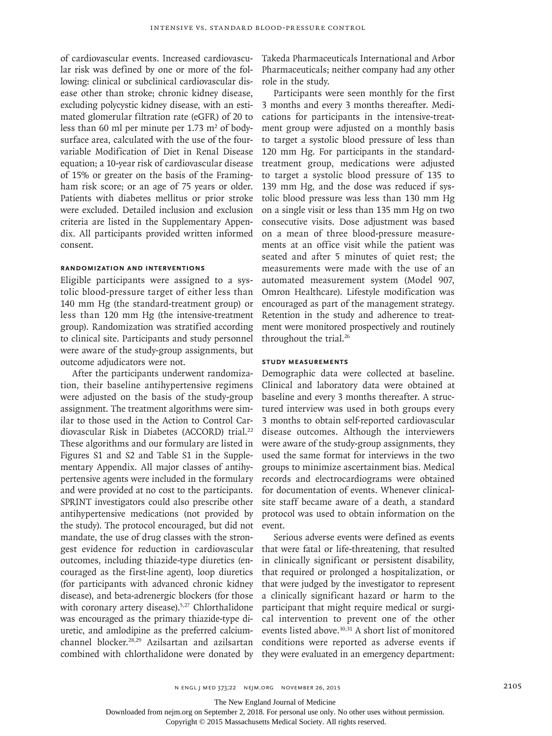of cardiovascular events. Increased cardiovascular risk was defined by one or more of the following: clinical or subclinical cardiovascular disease other than stroke; chronic kidney disease, excluding polycystic kidney disease, with an estimated glomerular filtration rate (eGFR) of 20 to less than 60 ml per minute per 1.73 $m^2$ of body-surface area, calculated with the use of the four-variable Modification of Diet in Renal Disease equation; a 10-year risk of cardiovascular disease of 15% or greater on the basis of the Framingham risk score; or an age of 75 years or older. Patients with diabetes mellitus or prior stroke were excluded. Detailed inclusion and exclusion criteria are listed in the Supplementary Appendix. All participants provided written informed consent.

### Randomization and Interventions

Eligible participants were assigned to a systolic blood-pressure target of either less than 140 mm Hg (the standard-treatment group) or less than 120 mm Hg (the intensive-treatment group). Randomization was stratified according to clinical site. Participants and study personnel were aware of the study-group assignments, but outcome adjudicators were not.

After the participants underwent randomization, their baseline antihypertensive regimens were adjusted on the basis of the study-group assignment. The treatment algorithms were similar to those used in the Action to Control Cardiovascular Risk in Diabetes (ACCORD) trial.[22] These algorithms and our formulary are listed in Figures S1 and S2 and Table S1 in the Supplementary Appendix. All major classes of antihypertensive agents were included in the formulary and were provided at no cost to the participants. SPRINT investigators could also prescribe other antihypertensive medications (not provided by the study). The protocol encouraged, but did not mandate, the use of drug classes with the strongest evidence for reduction in cardiovascular outcomes, including thiazide-type diuretics (encouraged as the first-line agent), loop diuretics (for participants with advanced chronic kidney disease), and beta-adrenergic blockers (for those with coronary artery disease).[5,27] Chlorthalidone was encouraged as the primary thiazide-type diuretic, and amlodipine as the preferred calcium-channel blocker.[28,29] Azilsartan and azilsartan combined with chlorthalidone were donated by Takeda Pharmaceuticals International and Arbor Pharmaceuticals; neither company had any other role in the study.

Participants were seen monthly for the first 3 months and every 3 months thereafter. Medications for participants in the intensive-treatment group were adjusted on a monthly basis to target a systolic blood pressure of less than 120 mm Hg. For participants in the standard-treatment group, medications were adjusted to target a systolic blood pressure of 135 to 139 mm Hg, and the dose was reduced if systolic blood pressure was less than 130 mm Hg on a single visit or less than 135 mm Hg on two consecutive visits. Dose adjustment was based on a mean of three blood-pressure measurements at an office visit while the patient was seated and after 5 minutes of quiet rest; the measurements were made with the use of an automated measurement system (Model 907, Omron Healthcare). Lifestyle modification was encouraged as part of the management strategy. Retention in the study and adherence to treatment were monitored prospectively and routinely throughout the trial.[26]

### Study Measurements

Demographic data were collected at baseline. Clinical and laboratory data were obtained at baseline and every 3 months thereafter. A structured interview was used in both groups every 3 months to obtain self-reported cardiovascular disease outcomes. Although the interviewers were aware of the study-group assignments, they used the same format for interviews in the two groups to minimize ascertainment bias. Medical records and electrocardiograms were obtained for documentation of events. Whenever clinical-site staff became aware of a death, a standard protocol was used to obtain information on the event.

Serious adverse events were defined as events that were fatal or life-threatening, that resulted in clinically significant or persistent disability, that required or prolonged a hospitalization, or that were judged by the investigator to represent a clinically significant hazard or harm to the participant that might require medical or surgical intervention to prevent one of the other events listed above.[30,31] A short list of monitored conditions were reported as adverse events if they were evaluated in an emergency department: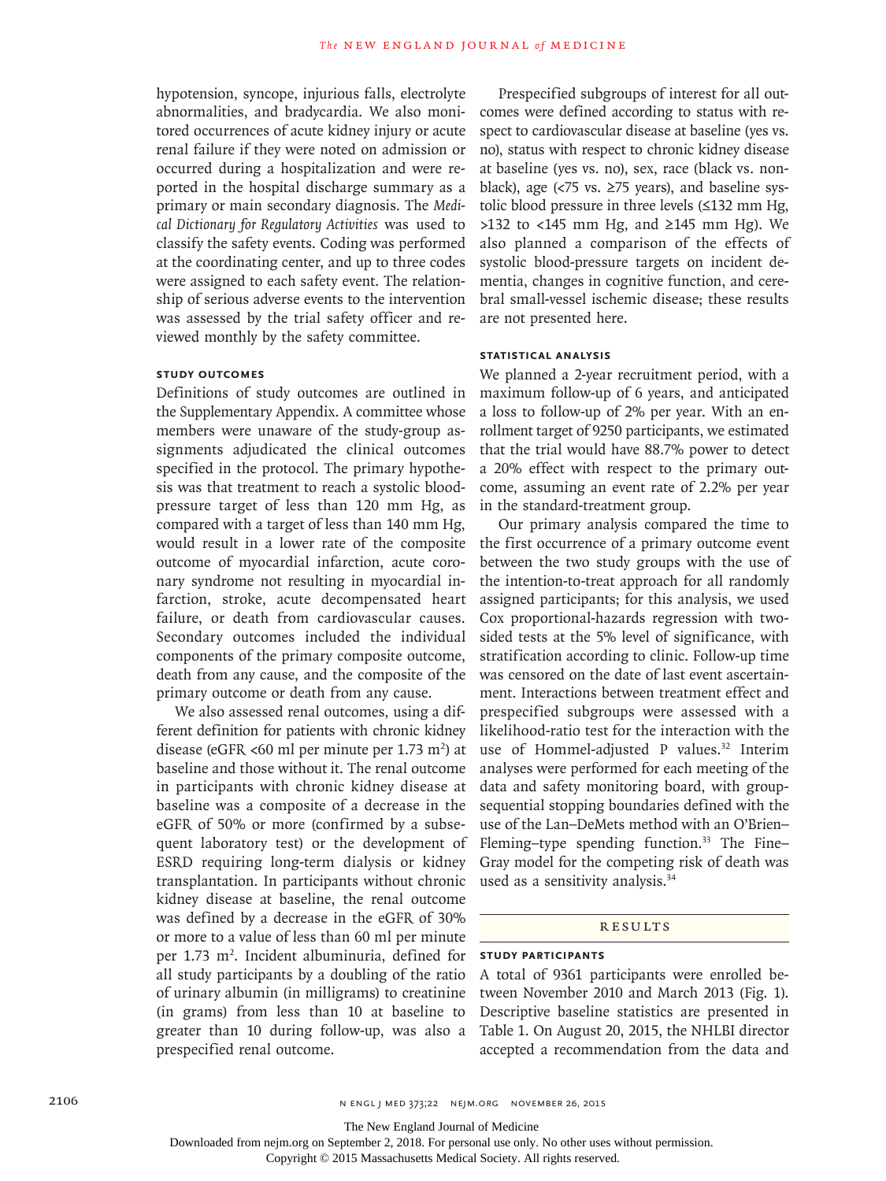hypotension, syncope, injurious falls, electrolyte abnormalities, and bradycardia. We also monitored occurrences of acute kidney injury or acute renal failure if they were noted on admission or occurred during a hospitalization and were reported in the hospital discharge summary as a primary or main secondary diagnosis. The *Medical Dictionary for Regulatory Activities* was used to classify the safety events. Coding was performed at the coordinating center, and up to three codes were assigned to each safety event. The relationship of serious adverse events to the intervention was assessed by the trial safety officer and reviewed monthly by the safety committee.

### STUDY OUTCOMES

Definitions of study outcomes are outlined in the Supplementary Appendix. A committee whose members were unaware of the study-group assignments adjudicated the clinical outcomes specified in the protocol. The primary hypothesis was that treatment to reach a systolic blood-pressure target of less than 120 mm Hg, as compared with a target of less than 140 mm Hg, would result in a lower rate of the composite outcome of myocardial infarction, acute coronary syndrome not resulting in myocardial infarction, stroke, acute decompensated heart failure, or death from cardiovascular causes. Secondary outcomes included the individual components of the primary composite outcome, death from any cause, and the composite of the primary outcome or death from any cause.

We also assessed renal outcomes, using a different definition for patients with chronic kidney disease (eGFR <60 ml per minute per 1.73 $m^2$) at baseline and those without it. The renal outcome in participants with chronic kidney disease at baseline was a composite of a decrease in the eGFR of 50% or more (confirmed by a subsequent laboratory test) or the development of ESRD requiring long-term dialysis or kidney transplantation. In participants without chronic kidney disease at baseline, the renal outcome was defined by a decrease in the eGFR of 30% or more to a value of less than 60 ml per minute per 1.73 $m^2$. Incident albuminuria, defined for all study participants by a doubling of the ratio of urinary albumin (in milligrams) to creatinine (in grams) from less than 10 at baseline to greater than 10 during follow-up, was also a prespecified renal outcome.

Prespecified subgroups of interest for all outcomes were defined according to status with respect to cardiovascular disease at baseline (yes vs. no), status with respect to chronic kidney disease at baseline (yes vs. no), sex, race (black vs. nonblack), age (<75 vs. ≥75 years), and baseline systolic blood pressure in three levels (≤132 mm Hg, >132 to <145 mm Hg, and ≥145 mm Hg). We also planned a comparison of the effects of systolic blood-pressure targets on incident dementia, changes in cognitive function, and cerebral small-vessel ischemic disease; these results are not presented here.

### STATISTICAL ANALYSIS

We planned a 2-year recruitment period, with a maximum follow-up of 6 years, and anticipated a loss to follow-up of 2% per year. With an enrollment target of 9250 participants, we estimated that the trial would have 88.7% power to detect a 20% effect with respect to the primary outcome, assuming an event rate of 2.2% per year in the standard-treatment group.

Our primary analysis compared the time to the first occurrence of a primary outcome event between the two study groups with the use of the intention-to-treat approach for all randomly assigned participants; for this analysis, we used Cox proportional-hazards regression with two-sided tests at the 5% level of significance, with stratification according to clinic. Follow-up time was censored on the date of last event ascertainment. Interactions between treatment effect and prespecified subgroups were assessed with a likelihood-ratio test for the interaction with the use of Hommel-adjusted P values.[32] Interim analyses were performed for each meeting of the data and safety monitoring board, with group-sequential stopping boundaries defined with the use of the Lan–DeMets method with an O'Brien–Fleming–type spending function.[33] The Fine–Gray model for the competing risk of death was used as a sensitivity analysis.[34]

## RESULTS

### STUDY PARTICIPANTS

A total of 9361 participants were enrolled between November 2010 and March 2013 (Fig. 1). Descriptive baseline statistics are presented in Table 1. On August 20, 2015, the NHLBI director accepted a recommendation from the data and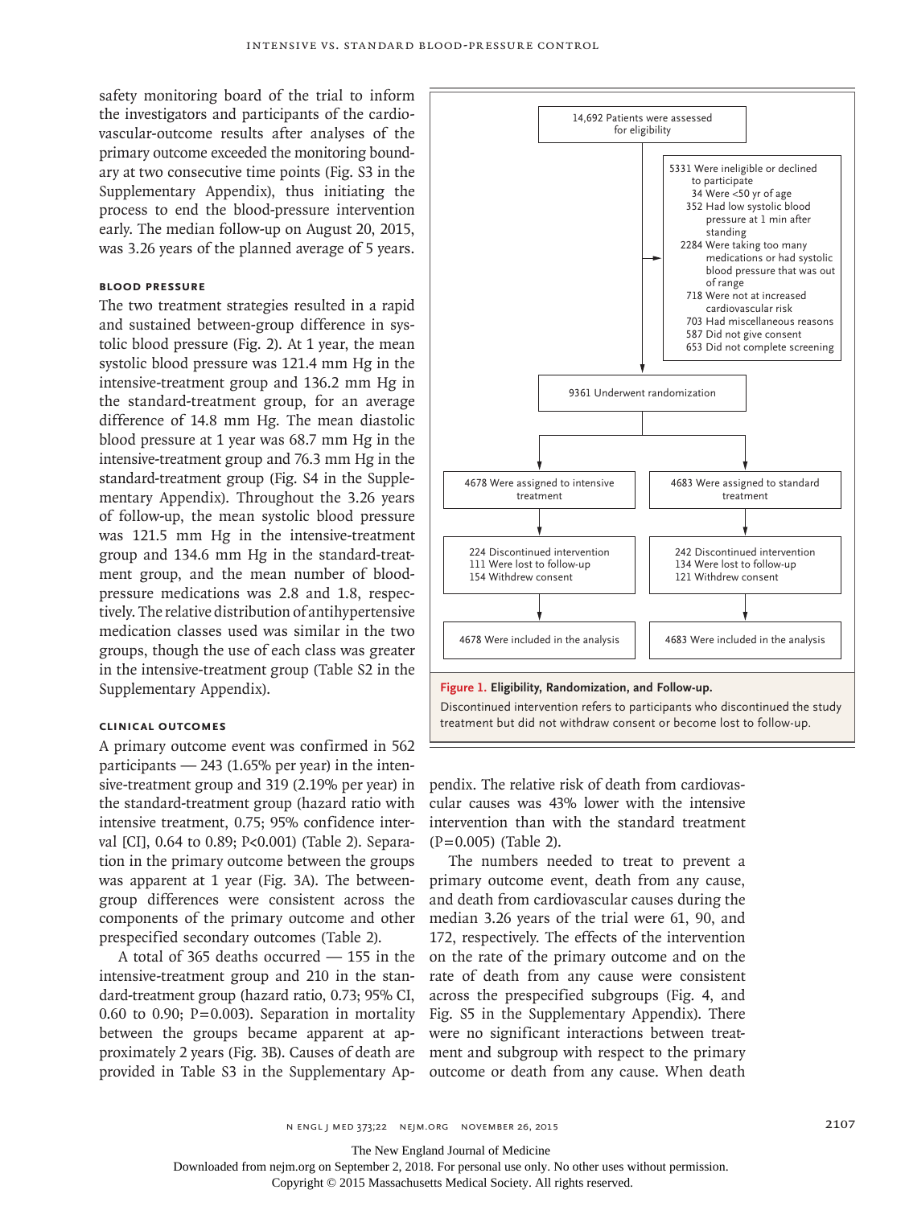safety monitoring board of the trial to inform the investigators and participants of the cardiovascular-outcome results after analyses of the primary outcome exceeded the monitoring boundary at two consecutive time points (Fig. S3 in the Supplementary Appendix), thus initiating the process to end the blood-pressure intervention early. The median follow-up on August 20, 2015, was 3.26 years of the planned average of 5 years.

### Blood Pressure

The two treatment strategies resulted in a rapid and sustained between-group difference in systolic blood pressure (Fig. 2). At 1 year, the mean systolic blood pressure was 121.4 mm Hg in the intensive-treatment group and 136.2 mm Hg in the standard-treatment group, for an average difference of 14.8 mm Hg. The mean diastolic blood pressure at 1 year was 68.7 mm Hg in the intensive-treatment group and 76.3 mm Hg in the standard-treatment group (Fig. S4 in the Supplementary Appendix). Throughout the 3.26 years of follow-up, the mean systolic blood pressure was 121.5 mm Hg in the intensive-treatment group and 134.6 mm Hg in the standard-treatment group, and the mean number of blood-pressure medications was 2.8 and 1.8, respectively. The relative distribution of antihypertensive medication classes used was similar in the two groups, though the use of each class was greater in the intensive-treatment group (Table S2 in the Supplementary Appendix).

### Clinical Outcomes

A primary outcome event was confirmed in 562 participants — 243 (1.65% per year) in the intensive-treatment group and 319 (2.19% per year) in the standard-treatment group (hazard ratio with intensive treatment, 0.75; 95% confidence interval [CI], 0.64 to 0.89; P<0.001) (Table 2). Separation in the primary outcome between the groups was apparent at 1 year (Fig. 3A). The between-group differences were consistent across the components of the primary outcome and other prespecified secondary outcomes (Table 2).

A total of 365 deaths occurred — 155 in the intensive-treatment group and 210 in the standard-treatment group (hazard ratio, 0.73; 95% CI, 0.60 to 0.90; P=0.003). Separation in mortality between the groups became apparent at approximately 2 years (Fig. 3B). Causes of death are provided in Table S3 in the Supplementary Appendix. The relative risk of death from cardiovascular causes was 43% lower with the intensive intervention than with the standard treatment (P=0.005) (Table 2).

The numbers needed to treat to prevent a primary outcome event, death from any cause, and death from cardiovascular causes during the median 3.26 years of the trial were 61, 90, and 172, respectively. The effects of the intervention on the rate of the primary outcome and on the rate of death from any cause were consistent across the prespecified subgroups (Fig. 4, and Fig. S5 in the Supplementary Appendix). There were no significant interactions between treatment and subgroup with respect to the primary outcome or death from any cause. When death

14,692 Patients were assessed for eligibility

5331 Were ineligible or declined to participate
34 Were <50 yr of age
352 Had low systolic blood pressure at 1 min after standing
2284 Were taking too many medications or had systolic blood pressure that was out of range
718 Were not at increased cardiovascular risk
703 Had miscellaneous reasons
587 Did not give consent
653 Did not complete screening

9361 Underwent randomization

4678 Were assigned to intensive treatment

224 Discontinued intervention
111 Were lost to follow-up
154 Withdrew consent

4678 Were included in the analysis

4683 Were assigned to standard treatment

242 Discontinued intervention
134 Were lost to follow-up
121 Withdrew consent

4683 Were included in the analysis

**Figure 1. Eligibility, Randomization, and Follow-up.**

Discontinued intervention refers to participants who discontinued the study treatment but did not withdraw consent or become lost to follow-up.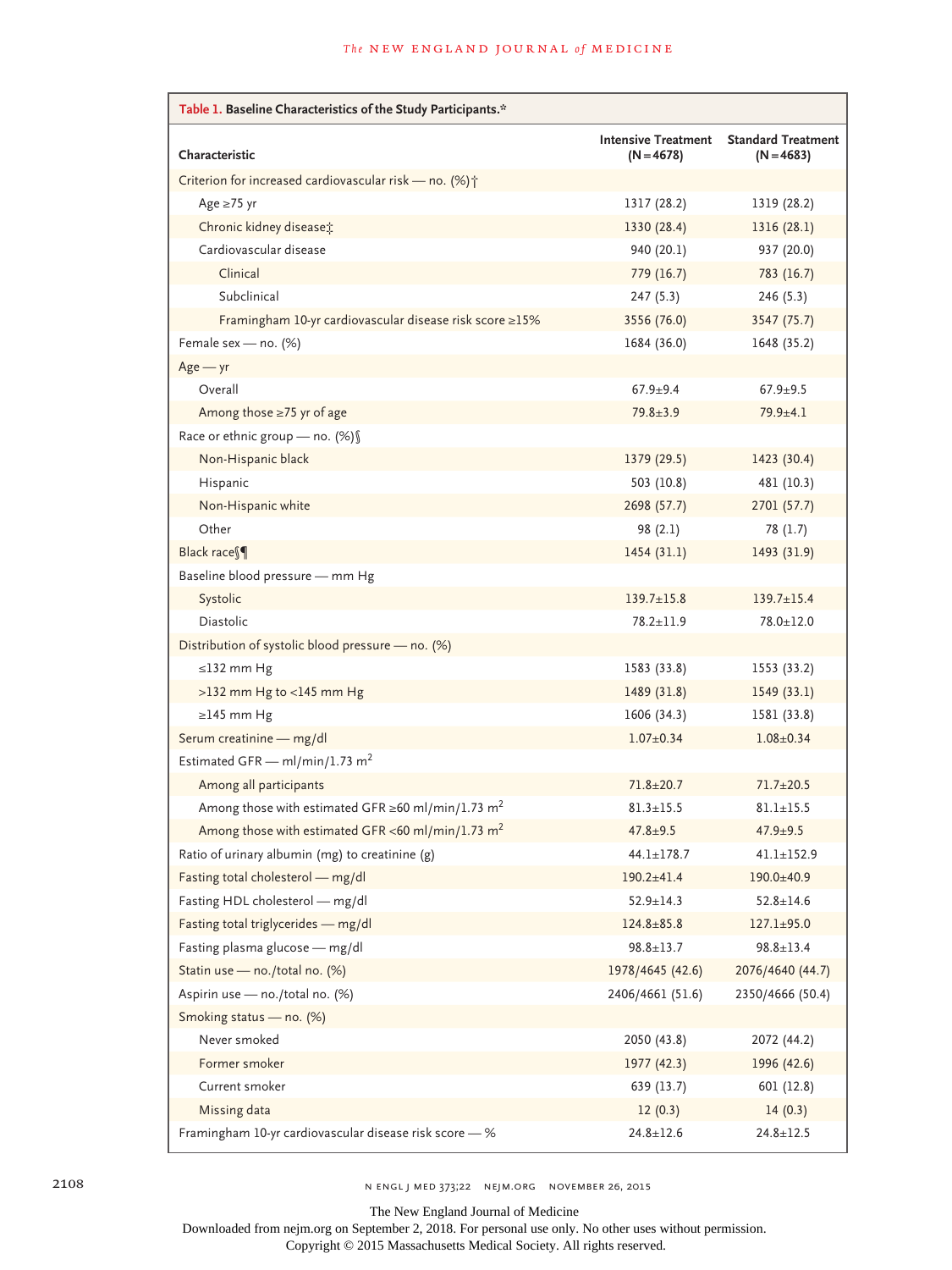**Table 1. Baseline Characteristics of the Study Participants.***

| Characteristic | Intensive Treatment (N=4678) | Standard Treatment (N=4683) |
|---|---|---|
| Criterion for increased cardiovascular risk — no. (%)† | | |
| Age ≥75 yr | 1317 (28.2) | 1319 (28.2) |
| Chronic kidney disease‡ | 1330 (28.4) | 1316 (28.1) |
| Cardiovascular disease | 940 (20.1) | 937 (20.0) |
| Clinical | 779 (16.7) | 783 (16.7) |
| Subclinical | 247 (5.3) | 246 (5.3) |
| Framingham 10-yr cardiovascular disease risk score ≥15% | 3556 (76.0) | 3547 (75.7) |
| Female sex — no. (%) | 1684 (36.0) | 1648 (35.2) |
| Age — yr | | |
| Overall | 67.9±9.4 | 67.9±9.5 |
| Among those ≥75 yr of age | 79.8±3.9 | 79.9±4.1 |
| Race or ethnic group — no. (%)§ | | |
| Non-Hispanic black | 1379 (29.5) | 1423 (30.4) |
| Hispanic | 503 (10.8) | 481 (10.3) |
| Non-Hispanic white | 2698 (57.7) | 2701 (57.7) |
| Other | 98 (2.1) | 78 (1.7) |
| Black race§¶ | 1454 (31.1) | 1493 (31.9) |
| Baseline blood pressure — mm Hg | | |
| Systolic | 139.7±15.8 | 139.7±15.4 |
| Diastolic | 78.2±11.9 | 78.0±12.0 |
| Distribution of systolic blood pressure — no. (%) | | |
| ≤132 mm Hg | 1583 (33.8) | 1553 (33.2) |
| >132 mm Hg to <145 mm Hg | 1489 (31.8) | 1549 (33.1) |
| ≥145 mm Hg | 1606 (34.3) | 1581 (33.8) |
| Serum creatinine — mg/dl | 1.07±0.34 | 1.08±0.34 |
| Estimated GFR — ml/min/1.73 $m^2$ | | |
| Among all participants | 71.8±20.7 | 71.7±20.5 |
| Among those with estimated GFR ≥60 ml/min/1.73 $m^2$ | 81.3±15.5 | 81.1±15.5 |
| Among those with estimated GFR <60 ml/min/1.73 $m^2$ | 47.8±9.5 | 47.9±9.5 |
| Ratio of urinary albumin (mg) to creatinine (g) | 44.1±178.7 | 41.1±152.9 |
| Fasting total cholesterol — mg/dl | 190.2±41.4 | 190.0±40.9 |
| Fasting HDL cholesterol — mg/dl | 52.9±14.3 | 52.8±14.6 |
| Fasting total triglycerides — mg/dl | 124.8±85.8 | 127.1±95.0 |
| Fasting plasma glucose — mg/dl | 98.8±13.7 | 98.8±13.4 |
| Statin use — no./total no. (%) | 1978/4645 (42.6) | 2076/4640 (44.7) |
| Aspirin use — no./total no. (%) | 2406/4661 (51.6) | 2350/4666 (50.4) |
| Smoking status — no. (%) | | |
| Never smoked | 2050 (43.8) | 2072 (44.2) |
| Former smoker | 1977 (42.3) | 1996 (42.6) |
| Current smoker | 639 (13.7) | 601 (12.8) |
| Missing data | 12 (0.3) | 14 (0.3) |
| Framingham 10-yr cardiovascular disease risk score — % | 24.8±12.6 | 24.8±12.5 |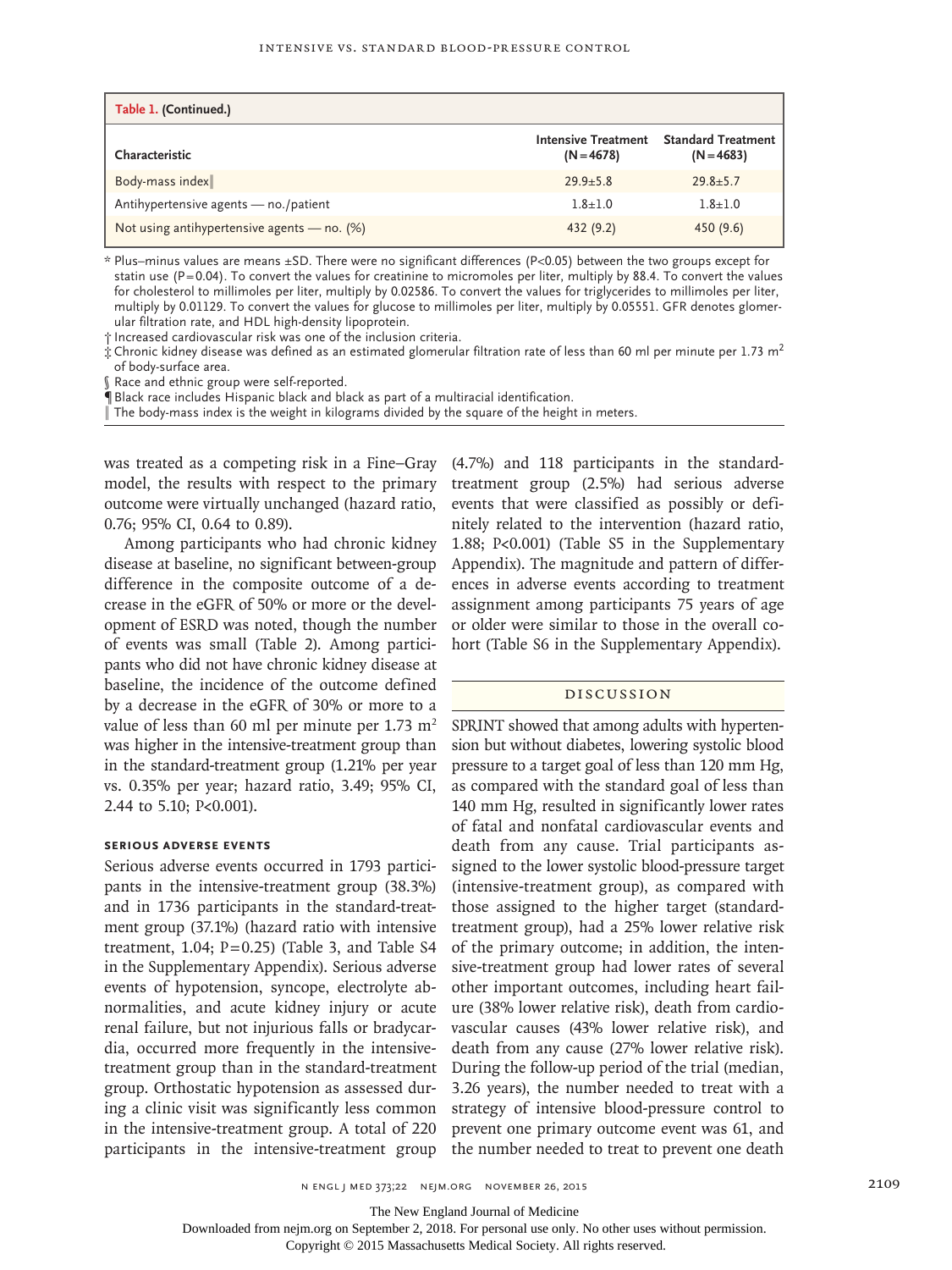**Table 1. (Continued.)**

| Characteristic | Intensive Treatment (N=4678) | Standard Treatment (N=4683) |
|---|---|---|
| Body-mass index‖ | 29.9±5.8 | 29.8±5.7 |
| Antihypertensive agents — no./patient | 1.8±1.0 | 1.8±1.0 |
| Not using antihypertensive agents — no. (%) | 432 (9.2) | 450 (9.6) |

\* Plus–minus values are means ±SD. There were no significant differences (P<0.05) between the two groups except for statin use (P=0.04). To convert the values for creatinine to micromoles per liter, multiply by 88.4. To convert the values for cholesterol to millimoles per liter, multiply by 0.02586. To convert the values for triglycerides to millimoles per liter, multiply by 0.01129. To convert the values for glucose to millimoles per liter, multiply by 0.05551. GFR denotes glomerular filtration rate, and HDL high-density lipoprotein.

† Increased cardiovascular risk was one of the inclusion criteria.

‡ Chronic kidney disease was defined as an estimated glomerular filtration rate of less than 60 ml per minute per 1.73 $m^2$ of body-surface area.

§ Race and ethnic group were self-reported.

¶ Black race includes Hispanic black and black as part of a multiracial identification.

‖ The body-mass index is the weight in kilograms divided by the square of the height in meters.

was treated as a competing risk in a Fine–Gray model, the results with respect to the primary outcome were virtually unchanged (hazard ratio, 0.76; 95% CI, 0.64 to 0.89).

Among participants who had chronic kidney disease at baseline, no significant between-group difference in the composite outcome of a decrease in the eGFR of 50% or more or the development of ESRD was noted, though the number of events was small (Table 2). Among participants who did not have chronic kidney disease at baseline, the incidence of the outcome defined by a decrease in the eGFR of 30% or more to a value of less than 60 ml per minute per 1.73 $m^2$ was higher in the intensive-treatment group than in the standard-treatment group (1.21% per year vs. 0.35% per year; hazard ratio, 3.49; 95% CI, 2.44 to 5.10; P<0.001).

### SERIOUS ADVERSE EVENTS

Serious adverse events occurred in 1793 participants in the intensive-treatment group (38.3%) and in 1736 participants in the standard-treatment group (37.1%) (hazard ratio with intensive treatment, 1.04; P=0.25) (Table 3, and Table S4 in the Supplementary Appendix). Serious adverse events of hypotension, syncope, electrolyte abnormalities, and acute kidney injury or acute renal failure, but not injurious falls or bradycardia, occurred more frequently in the intensive-treatment group than in the standard-treatment group. Orthostatic hypotension as assessed during a clinic visit was significantly less common in the intensive-treatment group. A total of 220 participants in the intensive-treatment group (4.7%) and 118 participants in the standard-treatment group (2.5%) had serious adverse events that were classified as possibly or definitely related to the intervention (hazard ratio, 1.88; P<0.001) (Table S5 in the Supplementary Appendix). The magnitude and pattern of differences in adverse events according to treatment assignment among participants 75 years of age or older were similar to those in the overall cohort (Table S6 in the Supplementary Appendix).

## DISCUSSION

SPRINT showed that among adults with hypertension but without diabetes, lowering systolic blood pressure to a target goal of less than 120 mm Hg, as compared with the standard goal of less than 140 mm Hg, resulted in significantly lower rates of fatal and nonfatal cardiovascular events and death from any cause. Trial participants assigned to the lower systolic blood-pressure target (intensive-treatment group), as compared with those assigned to the higher target (standard-treatment group), had a 25% lower relative risk of the primary outcome; in addition, the intensive-treatment group had lower rates of several other important outcomes, including heart failure (38% lower relative risk), death from cardiovascular causes (43% lower relative risk), and death from any cause (27% lower relative risk). During the follow-up period of the trial (median, 3.26 years), the number needed to treat with a strategy of intensive blood-pressure control to prevent one primary outcome event was 61, and the number needed to treat to prevent one death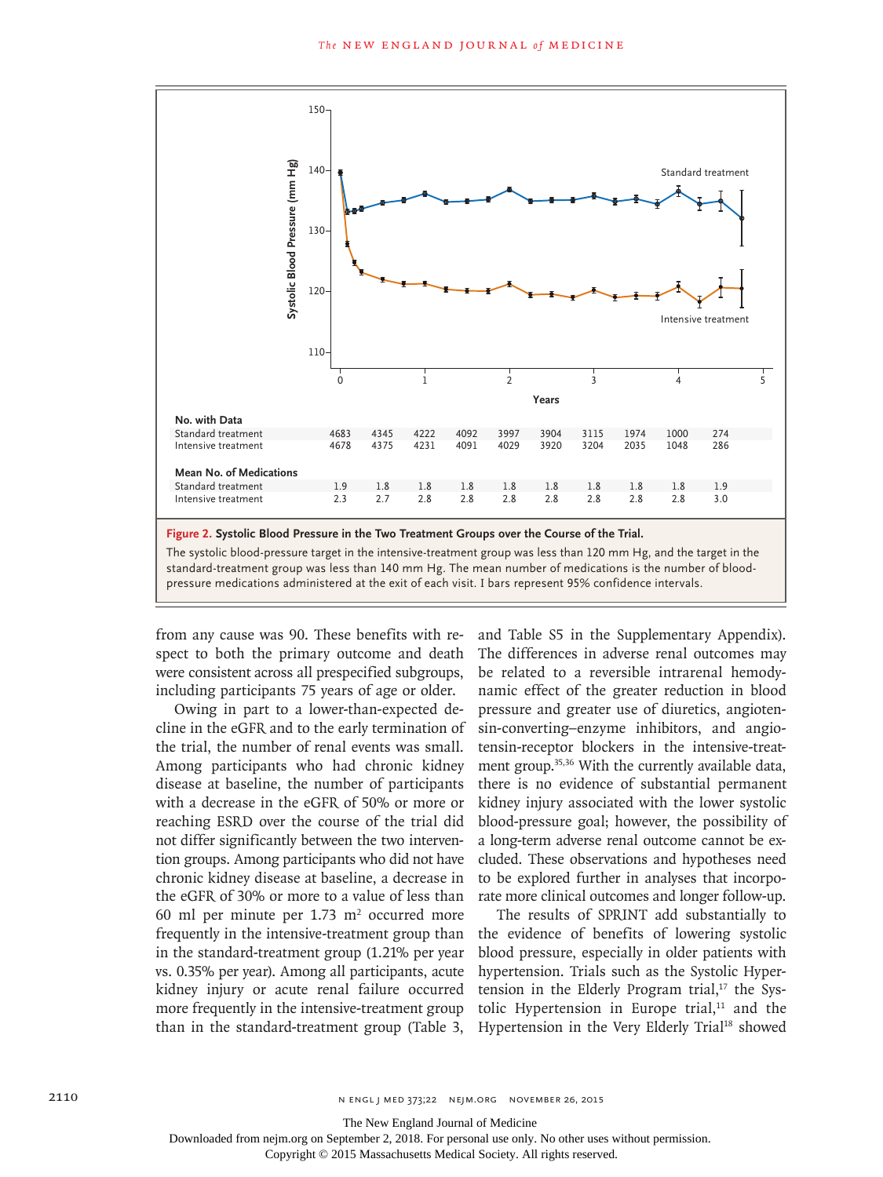Systolic Blood Pressure (mm Hg)

150
140
130
120
110

Standard treatment

Intensive treatment

0 1 2 3 4 5

Years

| | | | | | | | | | | |
|---|---|---|---|---|---|---|---|---|---|---|
| **No. with Data** | | | | | | | | | | |
| Standard treatment | 4683 | 4345 | 4222 | 4092 | 3997 | 3904 | 3115 | 1974 | 1000 | 274 |
| Intensive treatment | 4678 | 4375 | 4231 | 4091 | 4029 | 3920 | 3204 | 2035 | 1048 | 286 |
| **Mean No. of Medications** | | | | | | | | | | |
| Standard treatment | 1.9 | 1.8 | 1.8 | 1.8 | 1.8 | 1.8 | 1.8 | 1.8 | 1.8 | 1.9 |
| Intensive treatment | 2.3 | 2.7 | 2.8 | 2.8 | 2.8 | 2.8 | 2.8 | 2.8 | 2.8 | 3.0 |

**Figure 2. Systolic Blood Pressure in the Two Treatment Groups over the Course of the Trial.**

The systolic blood-pressure target in the intensive-treatment group was less than 120 mm Hg, and the target in the standard-treatment group was less than 140 mm Hg. The mean number of medications is the number of blood-pressure medications administered at the exit of each visit. I bars represent 95% confidence intervals.

from any cause was 90. These benefits with respect to both the primary outcome and death were consistent across all prespecified subgroups, including participants 75 years of age or older.

Owing in part to a lower-than-expected decline in the eGFR and to the early termination of the trial, the number of renal events was small. Among participants who had chronic kidney disease at baseline, the number of participants with a decrease in the eGFR of 50% or more or reaching ESRD over the course of the trial did not differ significantly between the two intervention groups. Among participants who did not have chronic kidney disease at baseline, a decrease in the eGFR of 30% or more to a value of less than 60 ml per minute per 1.73 $m^2$ occurred more frequently in the intensive-treatment group than in the standard-treatment group (1.21% per year vs. 0.35% per year). Among all participants, acute kidney injury or acute renal failure occurred more frequently in the intensive-treatment group than in the standard-treatment group (Table 3, and Table S5 in the Supplementary Appendix). The differences in adverse renal outcomes may be related to a reversible intrarenal hemodynamic effect of the greater reduction in blood pressure and greater use of diuretics, angiotensin-converting–enzyme inhibitors, and angiotensin-receptor blockers in the intensive-treatment group.[35,36] With the currently available data, there is no evidence of substantial permanent kidney injury associated with the lower systolic blood-pressure goal; however, the possibility of a long-term adverse renal outcome cannot be excluded. These observations and hypotheses need to be explored further in analyses that incorporate more clinical outcomes and longer follow-up.

The results of SPRINT add substantially to the evidence of benefits of lowering systolic blood pressure, especially in older patients with hypertension. Trials such as the Systolic Hypertension in the Elderly Program trial,[17] the Systolic Hypertension in Europe trial,[11] and the Hypertension in the Very Elderly Trial[18] showed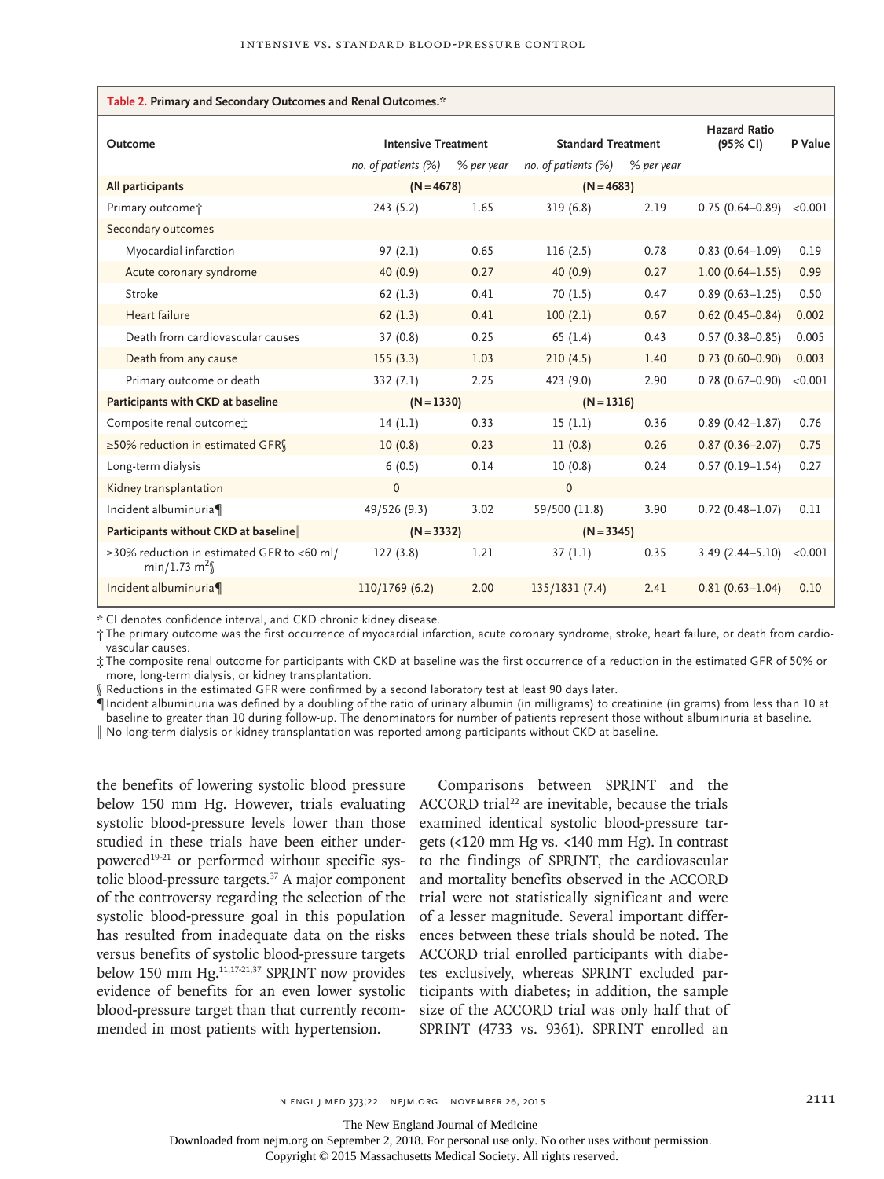**Table 2. Primary and Secondary Outcomes and Renal Outcomes.***

| Outcome | Intensive Treatment | | Standard Treatment | | Hazard Ratio (95% CI) | P Value |
|---|---|---|---|---|---|---|
| | *no. of patients (%)* | *% per year* | *no. of patients (%)* | *% per year* | | |
| **All participants** | **(N=4678)** | | **(N=4683)** | | | |
| Primary outcome† | 243 (5.2) | 1.65 | 319 (6.8) | 2.19 | 0.75 (0.64–0.89) | <0.001 |
| Secondary outcomes | | | | | | |
| Myocardial infarction | 97 (2.1) | 0.65 | 116 (2.5) | 0.78 | 0.83 (0.64–1.09) | 0.19 |
| Acute coronary syndrome | 40 (0.9) | 0.27 | 40 (0.9) | 0.27 | 1.00 (0.64–1.55) | 0.99 |
| Stroke | 62 (1.3) | 0.41 | 70 (1.5) | 0.47 | 0.89 (0.63–1.25) | 0.50 |
| Heart failure | 62 (1.3) | 0.41 | 100 (2.1) | 0.67 | 0.62 (0.45–0.84) | 0.002 |
| Death from cardiovascular causes | 37 (0.8) | 0.25 | 65 (1.4) | 0.43 | 0.57 (0.38–0.85) | 0.005 |
| Death from any cause | 155 (3.3) | 1.03 | 210 (4.5) | 1.40 | 0.73 (0.60–0.90) | 0.003 |
| Primary outcome or death | 332 (7.1) | 2.25 | 423 (9.0) | 2.90 | 0.78 (0.67–0.90) | <0.001 |
| **Participants with CKD at baseline** | **(N=1330)** | | **(N=1316)** | | | |
| Composite renal outcome‡ | 14 (1.1) | 0.33 | 15 (1.1) | 0.36 | 0.89 (0.42–1.87) | 0.76 |
| ≥50% reduction in estimated GFR§ | 10 (0.8) | 0.23 | 11 (0.8) | 0.26 | 0.87 (0.36–2.07) | 0.75 |
| Long-term dialysis | 6 (0.5) | 0.14 | 10 (0.8) | 0.24 | 0.57 (0.19–1.54) | 0.27 |
| Kidney transplantation | 0 | | 0 | | | |
| Incident albuminuria¶ | 49/526 (9.3) | 3.02 | 59/500 (11.8) | 3.90 | 0.72 (0.48–1.07) | 0.11 |
| **Participants without CKD at baseline‖** | **(N=3332)** | | **(N=3345)** | | | |
| ≥30% reduction in estimated GFR to <60 ml/min/1.73 $m^2$§ | 127 (3.8) | 1.21 | 37 (1.1) | 0.35 | 3.49 (2.44–5.10) | <0.001 |
| Incident albuminuria¶ | 110/1769 (6.2) | 2.00 | 135/1831 (7.4) | 2.41 | 0.81 (0.63–1.04) | 0.10 |

\* CI denotes confidence interval, and CKD chronic kidney disease.

† The primary outcome was the first occurrence of myocardial infarction, acute coronary syndrome, stroke, heart failure, or death from cardiovascular causes.

‡ The composite renal outcome for participants with CKD at baseline was the first occurrence of a reduction in the estimated GFR of 50% or more, long-term dialysis, or kidney transplantation.

§ Reductions in the estimated GFR were confirmed by a second laboratory test at least 90 days later.

¶ Incident albuminuria was defined by a doubling of the ratio of urinary albumin (in milligrams) to creatinine (in grams) from less than 10 at baseline to greater than 10 during follow-up. The denominators for number of patients represent those without albuminuria at baseline.

‖ No long-term dialysis or kidney transplantation was reported among participants without CKD at baseline.

the benefits of lowering systolic blood pressure below 150 mm Hg. However, trials evaluating systolic blood-pressure levels lower than those studied in these trials have been either underpowered[19-21] or performed without specific systolic blood-pressure targets.[37] A major component of the controversy regarding the selection of the systolic blood-pressure goal in this population has resulted from inadequate data on the risks versus benefits of systolic blood-pressure targets below 150 mm Hg.[11,17-21,37] SPRINT now provides evidence of benefits for an even lower systolic blood-pressure target than that currently recommended in most patients with hypertension.

Comparisons between SPRINT and the ACCORD trial[22] are inevitable, because the trials examined identical systolic blood-pressure targets (<120 mm Hg vs. <140 mm Hg). In contrast to the findings of SPRINT, the cardiovascular and mortality benefits observed in the ACCORD trial were not statistically significant and were of a lesser magnitude. Several important differences between these trials should be noted. The ACCORD trial enrolled participants with diabetes exclusively, whereas SPRINT excluded participants with diabetes; in addition, the sample size of the ACCORD trial was only half that of SPRINT (4733 vs. 9361). SPRINT enrolled an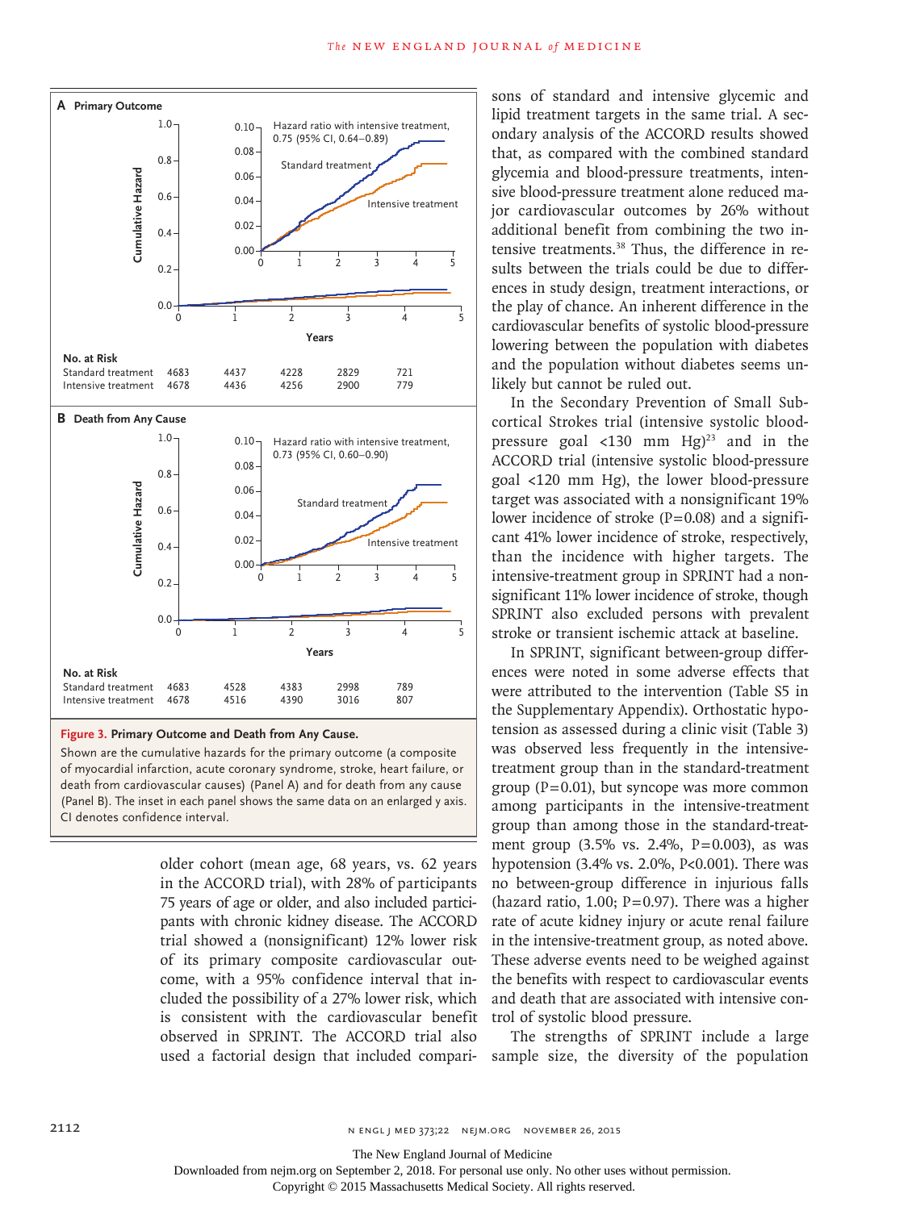A Primary Outcome

Cumulative Hazard

1.0
0.8
0.6
0.4
0.2
0.0

0.10
0.08
0.06
0.04
0.02
0.00

Hazard ratio with intensive treatment, 0.75 (95% CI, 0.64–0.89)

Standard treatment

Intensive treatment

0 1 2 3 4 5

Years

No. at Risk

Standard treatment 4683 4437 4228 2829 721

Intensive treatment 4678 4436 4256 2900 779

B Death from Any Cause

Cumulative Hazard

1.0
0.8
0.6
0.4
0.2
0.0

0.10
0.08
0.06
0.04
0.02
0.00

Hazard ratio with intensive treatment, 0.73 (95% CI, 0.60–0.90)

Standard treatment

Intensive treatment

0 1 2 3 4 5

Years

No. at Risk

Standard treatment 4683 4528 4383 2998 789

Intensive treatment 4678 4516 4390 3016 807

**Figure 3. Primary Outcome and Death from Any Cause.**

Shown are the cumulative hazards for the primary outcome (a composite of myocardial infarction, acute coronary syndrome, stroke, heart failure, or death from cardiovascular causes) (Panel A) and for death from any cause (Panel B). The inset in each panel shows the same data on an enlarged y axis. CI denotes confidence interval.

older cohort (mean age, 68 years, vs. 62 years in the ACCORD trial), with 28% of participants 75 years of age or older, and also included participants with chronic kidney disease. The ACCORD trial showed a (nonsignificant) 12% lower risk of its primary composite cardiovascular outcome, with a 95% confidence interval that included the possibility of a 27% lower risk, which is consistent with the cardiovascular benefit observed in SPRINT. The ACCORD trial also used a factorial design that included comparisons of standard and intensive glycemic and lipid treatment targets in the same trial. A secondary analysis of the ACCORD results showed that, as compared with the combined standard glycemia and blood-pressure treatments, intensive blood-pressure treatment alone reduced major cardiovascular outcomes by 26% without additional benefit from combining the two intensive treatments.[38] Thus, the difference in results between the trials could be due to differences in study design, treatment interactions, or the play of chance. An inherent difference in the cardiovascular benefits of systolic blood-pressure lowering between the population with diabetes and the population without diabetes seems unlikely but cannot be ruled out.

In the Secondary Prevention of Small Subcortical Strokes trial (intensive systolic blood-pressure goal <130 mm Hg)[23] and in the ACCORD trial (intensive systolic blood-pressure goal <120 mm Hg), the lower blood-pressure target was associated with a nonsignificant 19% lower incidence of stroke (P=0.08) and a significant 41% lower incidence of stroke, respectively, than the incidence with higher targets. The intensive-treatment group in SPRINT had a nonsignificant 11% lower incidence of stroke, though SPRINT also excluded persons with prevalent stroke or transient ischemic attack at baseline.

In SPRINT, significant between-group differences were noted in some adverse effects that were attributed to the intervention (Table S5 in the Supplementary Appendix). Orthostatic hypotension as assessed during a clinic visit (Table 3) was observed less frequently in the intensive-treatment group than in the standard-treatment group (P=0.01), but syncope was more common among participants in the intensive-treatment group than among those in the standard-treatment group (3.5% vs. 2.4%, P=0.003), as was hypotension (3.4% vs. 2.0%, P<0.001). There was no between-group difference in injurious falls (hazard ratio, 1.00; P=0.97). There was a higher rate of acute kidney injury or acute renal failure in the intensive-treatment group, as noted above. These adverse events need to be weighed against the benefits with respect to cardiovascular events and death that are associated with intensive control of systolic blood pressure.

The strengths of SPRINT include a large sample size, the diversity of the population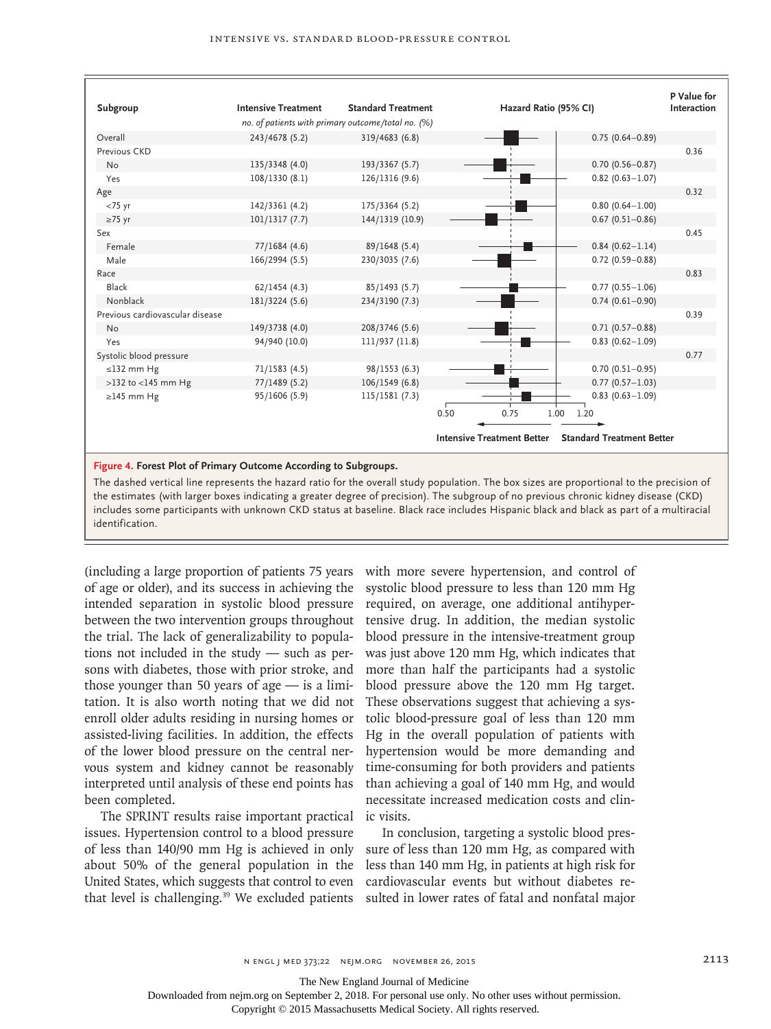| Subgroup | Intensive Treatment | Standard Treatment | Hazard Ratio (95% CI) | P Value for Interaction |
|---|---|---|---|---|
| | *no. of patients with primary outcome/total no. (%)* | | | |
| Overall | 243/4678 (5.2) | 319/4683 (6.8) | 0.75 (0.64–0.89) | |
| Previous CKD | | | | 0.36 |
| No | 135/3348 (4.0) | 193/3367 (5.7) | 0.70 (0.56–0.87) | |
| Yes | 108/1330 (8.1) | 126/1316 (9.6) | 0.82 (0.63–1.07) | |
| Age | | | | 0.32 |
| <75 yr | 142/3361 (4.2) | 175/3364 (5.2) | 0.80 (0.64–1.00) | |
| ≥75 yr | 101/1317 (7.7) | 144/1319 (10.9) | 0.67 (0.51–0.86) | |
| Sex | | | | 0.45 |
| Female | 77/1684 (4.6) | 89/1648 (5.4) | 0.84 (0.62–1.14) | |
| Male | 166/2994 (5.5) | 230/3035 (7.6) | 0.72 (0.59–0.88) | |
| Race | | | | 0.83 |
| Black | 62/1454 (4.3) | 85/1493 (5.7) | 0.77 (0.55–1.06) | |
| Nonblack | 181/3224 (5.6) | 234/3190 (7.3) | 0.74 (0.61–0.90) | |
| Previous cardiovascular disease | | | | 0.39 |
| No | 149/3738 (4.0) | 208/3746 (5.6) | 0.71 (0.57–0.88) | |
| Yes | 94/940 (10.0) | 111/937 (11.8) | 0.83 (0.62–1.09) | |
| Systolic blood pressure | | | | 0.77 |
| ≤132 mm Hg | 71/1583 (4.5) | 98/1553 (6.3) | 0.70 (0.51–0.95) | |
| >132 to <145 mm Hg | 77/1489 (5.2) | 106/1549 (6.8) | 0.77 (0.57–1.03) | |
| ≥145 mm Hg | 95/1606 (5.9) | 115/1581 (7.3) | 0.83 (0.63–1.09) | |

Axis: 0.50, 0.75, 1.00, 1.20 — ← Intensive Treatment Better | Standard Treatment Better →

**Figure 4. Forest Plot of Primary Outcome According to Subgroups.**

The dashed vertical line represents the hazard ratio for the overall study population. The box sizes are proportional to the precision of the estimates (with larger boxes indicating a greater degree of precision). The subgroup of no previous chronic kidney disease (CKD) includes some participants with unknown CKD status at baseline. Black race includes Hispanic black and black as part of a multiracial identification.

(including a large proportion of patients 75 years of age or older), and its success in achieving the intended separation in systolic blood pressure between the two intervention groups throughout the trial. The lack of generalizability to populations not included in the study — such as persons with diabetes, those with prior stroke, and those younger than 50 years of age — is a limitation. It is also worth noting that we did not enroll older adults residing in nursing homes or assisted-living facilities. In addition, the effects of the lower blood pressure on the central nervous system and kidney cannot be reasonably interpreted until analysis of these end points has been completed.

The SPRINT results raise important practical issues. Hypertension control to a blood pressure of less than 140/90 mm Hg is achieved in only about 50% of the general population in the United States, which suggests that control to even that level is challenging.[39] We excluded patients with more severe hypertension, and control of systolic blood pressure to less than 120 mm Hg required, on average, one additional antihypertensive drug. In addition, the median systolic blood pressure in the intensive-treatment group was just above 120 mm Hg, which indicates that more than half the participants had a systolic blood pressure above the 120 mm Hg target. These observations suggest that achieving a systolic blood-pressure goal of less than 120 mm Hg in the overall population of patients with hypertension would be more demanding and time-consuming for both providers and patients than achieving a goal of 140 mm Hg, and would necessitate increased medication costs and clinic visits.

In conclusion, targeting a systolic blood pressure of less than 120 mm Hg, as compared with less than 140 mm Hg, in patients at high risk for cardiovascular events but without diabetes resulted in lower rates of fatal and nonfatal major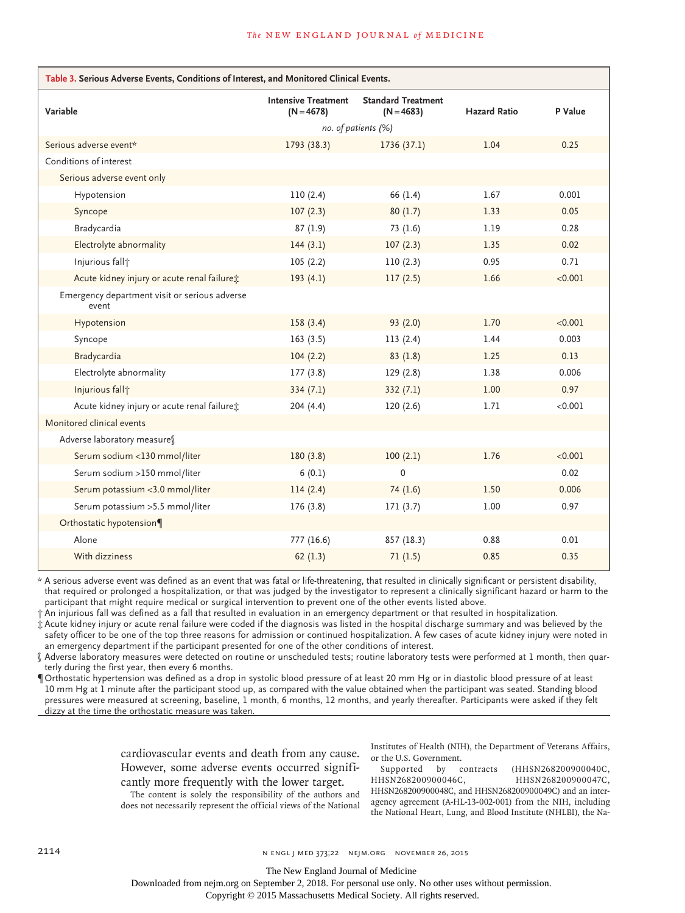**Table 3. Serious Adverse Events, Conditions of Interest, and Monitored Clinical Events.**

| Variable | Intensive Treatment (N=4678) | Standard Treatment (N=4683) | Hazard Ratio | P Value |
|---|---|---|---|---|
| | *no. of patients (%)* | | | |
| Serious adverse event* | 1793 (38.3) | 1736 (37.1) | 1.04 | 0.25 |
| Conditions of interest | | | | |
| Serious adverse event only | | | | |
| Hypotension | 110 (2.4) | 66 (1.4) | 1.67 | 0.001 |
| Syncope | 107 (2.3) | 80 (1.7) | 1.33 | 0.05 |
| Bradycardia | 87 (1.9) | 73 (1.6) | 1.19 | 0.28 |
| Electrolyte abnormality | 144 (3.1) | 107 (2.3) | 1.35 | 0.02 |
| Injurious fall† | 105 (2.2) | 110 (2.3) | 0.95 | 0.71 |
| Acute kidney injury or acute renal failure‡ | 193 (4.1) | 117 (2.5) | 1.66 | <0.001 |
| Emergency department visit or serious adverse event | | | | |
| Hypotension | 158 (3.4) | 93 (2.0) | 1.70 | <0.001 |
| Syncope | 163 (3.5) | 113 (2.4) | 1.44 | 0.003 |
| Bradycardia | 104 (2.2) | 83 (1.8) | 1.25 | 0.13 |
| Electrolyte abnormality | 177 (3.8) | 129 (2.8) | 1.38 | 0.006 |
| Injurious fall† | 334 (7.1) | 332 (7.1) | 1.00 | 0.97 |
| Acute kidney injury or acute renal failure‡ | 204 (4.4) | 120 (2.6) | 1.71 | <0.001 |
| Monitored clinical events | | | | |
| Adverse laboratory measure§ | | | | |
| Serum sodium <130 mmol/liter | 180 (3.8) | 100 (2.1) | 1.76 | <0.001 |
| Serum sodium >150 mmol/liter | 6 (0.1) | 0 | | 0.02 |
| Serum potassium <3.0 mmol/liter | 114 (2.4) | 74 (1.6) | 1.50 | 0.006 |
| Serum potassium >5.5 mmol/liter | 176 (3.8) | 171 (3.7) | 1.00 | 0.97 |
| Orthostatic hypotension¶ | | | | |
| Alone | 777 (16.6) | 857 (18.3) | 0.88 | 0.01 |
| With dizziness | 62 (1.3) | 71 (1.5) | 0.85 | 0.35 |

\* A serious adverse event was defined as an event that was fatal or life-threatening, that resulted in clinically significant or persistent disability, that required or prolonged a hospitalization, or that was judged by the investigator to represent a clinically significant hazard or harm to the participant that might require medical or surgical intervention to prevent one of the other events listed above.

† An injurious fall was defined as a fall that resulted in evaluation in an emergency department or that resulted in hospitalization.

‡ Acute kidney injury or acute renal failure were coded if the diagnosis was listed in the hospital discharge summary and was believed by the safety officer to be one of the top three reasons for admission or continued hospitalization. A few cases of acute kidney injury were noted in an emergency department if the participant presented for one of the other conditions of interest.

§ Adverse laboratory measures were detected on routine or unscheduled tests; routine laboratory tests were performed at 1 month, then quarterly during the first year, then every 6 months.

¶ Orthostatic hypertension was defined as a drop in systolic blood pressure of at least 20 mm Hg or in diastolic blood pressure of at least 10 mm Hg at 1 minute after the participant stood up, as compared with the value obtained when the participant was seated. Standing blood pressures were measured at screening, baseline, 1 month, 6 months, 12 months, and yearly thereafter. Participants were asked if they felt dizzy at the time the orthostatic measure was taken.

cardiovascular events and death from any cause. However, some adverse events occurred significantly more frequently with the lower target.

The content is solely the responsibility of the authors and does not necessarily represent the official views of the National Institutes of Health (NIH), the Department of Veterans Affairs, or the U.S. Government.

Supported by contracts (HHSN268200900040C, HHSN268200900046C, HHSN268200900047C, HHSN268200900048C, and HHSN268200900049C) and an interagency agreement (A-HL-13-002-001) from the NIH, including the National Heart, Lung, and Blood Institute (NHLBI), the Na-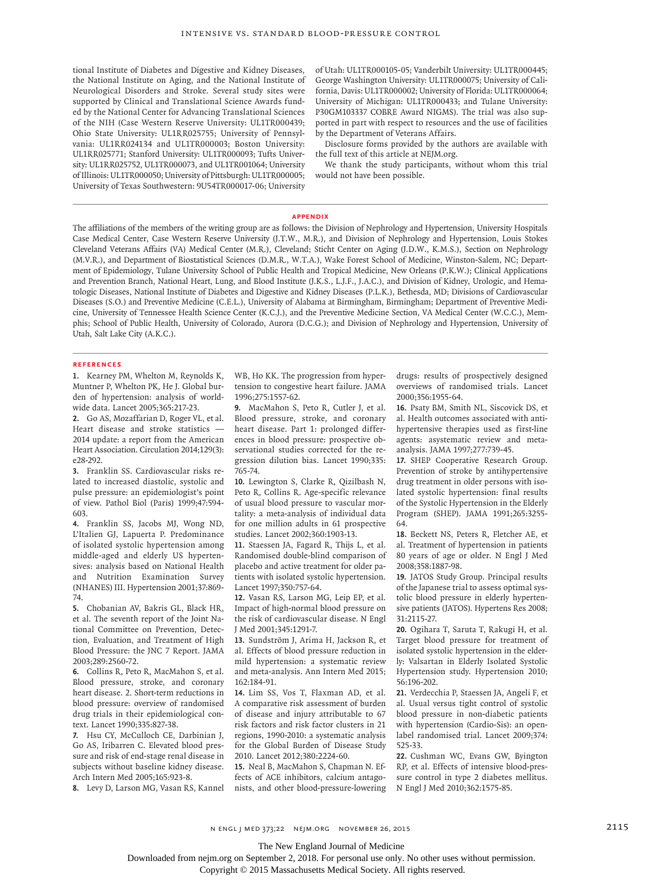tional Institute of Diabetes and Digestive and Kidney Diseases, the National Institute on Aging, and the National Institute of Neurological Disorders and Stroke. Several study sites were supported by Clinical and Translational Science Awards funded by the National Center for Advancing Translational Sciences of the NIH (Case Western Reserve University: UL1TR000439; Ohio State University: UL1RR025755; University of Pennsylvania: UL1RR024134 and UL1TR000003; Boston University: UL1RR025771; Stanford University: UL1TR000093; Tufts University: UL1RR025752, UL1TR000073, and UL1TR001064; University of Illinois: UL1TR000050; University of Pittsburgh: UL1TR000005; University of Texas Southwestern: 9U54TR000017-06; University of Utah: UL1TR000105-05; Vanderbilt University: UL1TR000445; George Washington University: UL1TR000075; University of California, Davis: UL1TR000002; University of Florida: UL1TR000064; University of Michigan: UL1TR000433; and Tulane University: P30GM103337 COBRE Award NIGMS). The trial was also supported in part with respect to resources and the use of facilities by the Department of Veterans Affairs.

Disclosure forms provided by the authors are available with the full text of this article at NEJM.org.

We thank the study participants, without whom this trial would not have been possible.

## APPENDIX

The affiliations of the members of the writing group are as follows: the Division of Nephrology and Hypertension, University Hospitals Case Medical Center, Case Western Reserve University (J.T.W., M.R.), and Division of Nephrology and Hypertension, Louis Stokes Cleveland Veterans Affairs (VA) Medical Center (M.R.), Cleveland; Sticht Center on Aging (J.D.W., K.M.S.), Section on Nephrology (M.V.R.), and Department of Biostatistical Sciences (D.M.R., W.T.A.), Wake Forest School of Medicine, Winston-Salem, NC; Department of Epidemiology, Tulane University School of Public Health and Tropical Medicine, New Orleans (P.K.W.); Clinical Applications and Prevention Branch, National Heart, Lung, and Blood Institute (J.K.S., L.J.F., J.A.C.), and Division of Kidney, Urologic, and Hematologic Diseases, National Institute of Diabetes and Digestive and Kidney Diseases (P.L.K.), Bethesda, MD; Divisions of Cardiovascular Diseases (S.O.) and Preventive Medicine (C.E.L.), University of Alabama at Birmingham, Birmingham; Department of Preventive Medicine, University of Tennessee Health Science Center (K.C.J.), and the Preventive Medicine Section, VA Medical Center (W.C.C.), Memphis; School of Public Health, University of Colorado, Aurora (D.C.G.); and Division of Nephrology and Hypertension, University of Utah, Salt Lake City (A.K.C.).

## REFERENCES

1. Kearney PM, Whelton M, Reynolds K, Muntner P, Whelton PK, He J. Global burden of hypertension: analysis of worldwide data. Lancet 2005;365:217-23.
2. Go AS, Mozaffarian D, Roger VL, et al. Heart disease and stroke statistics — 2014 update: a report from the American Heart Association. Circulation 2014;129(3): e28-292.
3. Franklin SS. Cardiovascular risks related to increased diastolic, systolic and pulse pressure: an epidemiologist's point of view. Pathol Biol (Paris) 1999;47:594-603.
4. Franklin SS, Jacobs MJ, Wong ND, L'Italien GJ, Lapuerta P. Predominance of isolated systolic hypertension among middle-aged and elderly US hypertensives: analysis based on National Health and Nutrition Examination Survey (NHANES) III. Hypertension 2001;37:869-74.
5. Chobanian AV, Bakris GL, Black HR, et al. The seventh report of the Joint National Committee on Prevention, Detection, Evaluation, and Treatment of High Blood Pressure: the JNC 7 Report. JAMA 2003;289:2560-72.
6. Collins R, Peto R, MacMahon S, et al. Blood pressure, stroke, and coronary heart disease. 2. Short-term reductions in blood pressure: overview of randomised drug trials in their epidemiological context. Lancet 1990;335:827-38.
7. Hsu CY, McCulloch CE, Darbinian J, Go AS, Iribarren C. Elevated blood pressure and risk of end-stage renal disease in subjects without baseline kidney disease. Arch Intern Med 2005;165:923-8.
8. Levy D, Larson MG, Vasan RS, Kannel WB, Ho KK. The progression from hypertension to congestive heart failure. JAMA 1996;275:1557-62.
9. MacMahon S, Peto R, Cutler J, et al. Blood pressure, stroke, and coronary heart disease. Part 1: prolonged differences in blood pressure: prospective observational studies corrected for the regression dilution bias. Lancet 1990;335: 765-74.
10. Lewington S, Clarke R, Qizilbash N, Peto R, Collins R. Age-specific relevance of usual blood pressure to vascular mortality: a meta-analysis of individual data for one million adults in 61 prospective studies. Lancet 2002;360:1903-13.
11. Staessen JA, Fagard R, Thijs L, et al. Randomised double-blind comparison of placebo and active treatment for older patients with isolated systolic hypertension. Lancet 1997;350:757-64.
12. Vasan RS, Larson MG, Leip EP, et al. Impact of high-normal blood pressure on the risk of cardiovascular disease. N Engl J Med 2001;345:1291-7.
13. Sundström J, Arima H, Jackson R, et al. Effects of blood pressure reduction in mild hypertension: a systematic review and meta-analysis. Ann Intern Med 2015; 162:184-91.
14. Lim SS, Vos T, Flaxman AD, et al. A comparative risk assessment of burden of disease and injury attributable to 67 risk factors and risk factor clusters in 21 regions, 1990-2010: a systematic analysis for the Global Burden of Disease Study 2010. Lancet 2012;380:2224-60.
15. Neal B, MacMahon S, Chapman N. Effects of ACE inhibitors, calcium antagonists, and other blood-pressure-lowering drugs: results of prospectively designed overviews of randomised trials. Lancet 2000;356:1955-64.
16. Psaty BM, Smith NL, Siscovick DS, et al. Health outcomes associated with antihypertensive therapies used as first-line agents: asystematic review and meta-analysis. JAMA 1997;277:739-45.
17. SHEP Cooperative Research Group. Prevention of stroke by antihypertensive drug treatment in older persons with isolated systolic hypertension: final results of the Systolic Hypertension in the Elderly Program (SHEP). JAMA 1991;265:3255-64.
18. Beckett NS, Peters R, Fletcher AE, et al. Treatment of hypertension in patients 80 years of age or older. N Engl J Med 2008;358:1887-98.
19. JATOS Study Group. Principal results of the Japanese trial to assess optimal systolic blood pressure in elderly hypertensive patients (JATOS). Hypertens Res 2008; 31:2115-27.
20. Ogihara T, Saruta T, Rakugi H, et al. Target blood pressure for treatment of isolated systolic hypertension in the elderly: Valsartan in Elderly Isolated Systolic Hypertension study. Hypertension 2010; 56:196-202.
21. Verdecchia P, Staessen JA, Angeli F, et al. Usual versus tight control of systolic blood pressure in non-diabetic patients with hypertension (Cardio-Sis): an open-label randomised trial. Lancet 2009;374: 525-33.
22. Cushman WC, Evans GW, Byington RP, et al. Effects of intensive blood-pressure control in type 2 diabetes mellitus. N Engl J Med 2010;362:1575-85.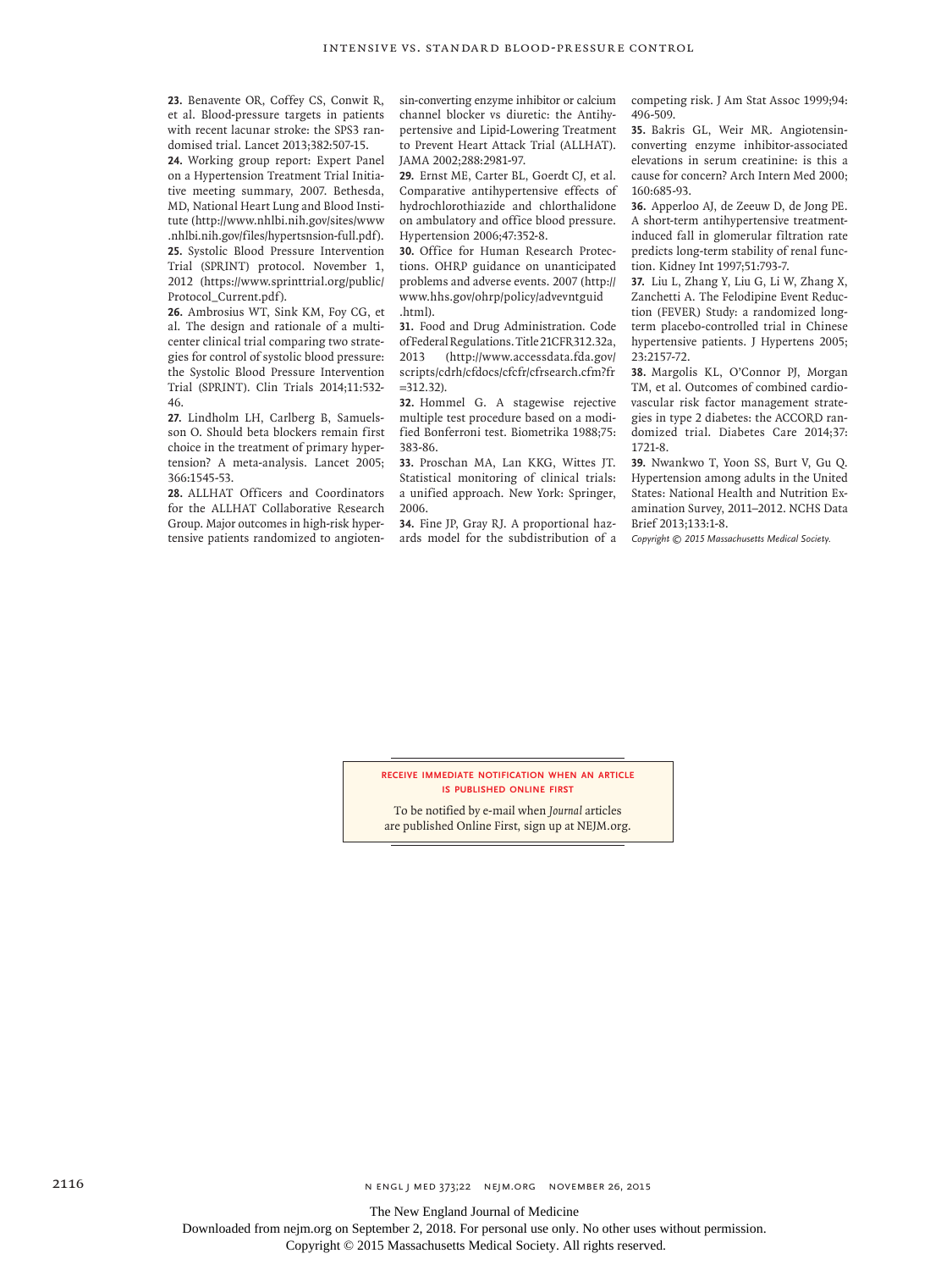**23.** Benavente OR, Coffey CS, Conwit R, et al. Blood-pressure targets in patients with recent lacunar stroke: the SPS3 randomised trial. Lancet 2013;382:507-15.

**24.** Working group report: Expert Panel on a Hypertension Treatment Trial Initiative meeting summary, 2007. Bethesda, MD, National Heart Lung and Blood Institute (http://www.nhlbi.nih.gov/sites/www.nhlbi.nih.gov/files/hypertsnsion-full.pdf).

**25.** Systolic Blood Pressure Intervention Trial (SPRINT) protocol. November 1, 2012 (https://www.sprinttrial.org/public/Protocol_Current.pdf).

**26.** Ambrosius WT, Sink KM, Foy CG, et al. The design and rationale of a multicenter clinical trial comparing two strategies for control of systolic blood pressure: the Systolic Blood Pressure Intervention Trial (SPRINT). Clin Trials 2014;11:532-46.

**27.** Lindholm LH, Carlberg B, Samuelsson O. Should beta blockers remain first choice in the treatment of primary hypertension? A meta-analysis. Lancet 2005;366:1545-53.

**28.** ALLHAT Officers and Coordinators for the ALLHAT Collaborative Research Group. Major outcomes in high-risk hypertensive patients randomized to angiotensin-converting enzyme inhibitor or calcium channel blocker vs diuretic: the Antihypertensive and Lipid-Lowering Treatment to Prevent Heart Attack Trial (ALLHAT). JAMA 2002;288:2981-97.

**29.** Ernst ME, Carter BL, Goerdt CJ, et al. Comparative antihypertensive effects of hydrochlorothiazide and chlorthalidone on ambulatory and office blood pressure. Hypertension 2006;47:352-8.

**30.** Office for Human Research Protections. OHRP guidance on unanticipated problems and adverse events. 2007 (http://www.hhs.gov/ohrp/policy/advevntguid.html).

**31.** Food and Drug Administration. Code of Federal Regulations. Title 21CFR312.32a, 2013 (http://www.accessdata.fda.gov/scripts/cdrh/cfdocs/cfcfr/cfrsearch.cfm?fr=312.32).

**32.** Hommel G. A stagewise rejective multiple test procedure based on a modified Bonferroni test. Biometrika 1988;75:383-86.

**33.** Proschan MA, Lan KKG, Wittes JT. Statistical monitoring of clinical trials: a unified approach. New York: Springer, 2006.

**34.** Fine JP, Gray RJ. A proportional hazards model for the subdistribution of a competing risk. J Am Stat Assoc 1999;94:496-509.

**35.** Bakris GL, Weir MR. Angiotensin-converting enzyme inhibitor-associated elevations in serum creatinine: is this a cause for concern? Arch Intern Med 2000;160:685-93.

**36.** Apperloo AJ, de Zeeuw D, de Jong PE. A short-term antihypertensive treatment-induced fall in glomerular filtration rate predicts long-term stability of renal function. Kidney Int 1997;51:793-7.

**37.** Liu L, Zhang Y, Liu G, Li W, Zhang X, Zanchetti A. The Felodipine Event Reduction (FEVER) Study: a randomized long-term placebo-controlled trial in Chinese hypertensive patients. J Hypertens 2005;23:2157-72.

**38.** Margolis KL, O'Connor PJ, Morgan TM, et al. Outcomes of combined cardiovascular risk factor management strategies in type 2 diabetes: the ACCORD randomized trial. Diabetes Care 2014;37:1721-8.

**39.** Nwankwo T, Yoon SS, Burt V, Gu Q. Hypertension among adults in the United States: National Health and Nutrition Examination Survey, 2011–2012. NCHS Data Brief 2013;133:1-8.

*Copyright © 2015 Massachusetts Medical Society.*

RECEIVE IMMEDIATE NOTIFICATION WHEN AN ARTICLE IS PUBLISHED ONLINE FIRST

To be notified by e-mail when *Journal* articles are published Online First, sign up at NEJM.org.